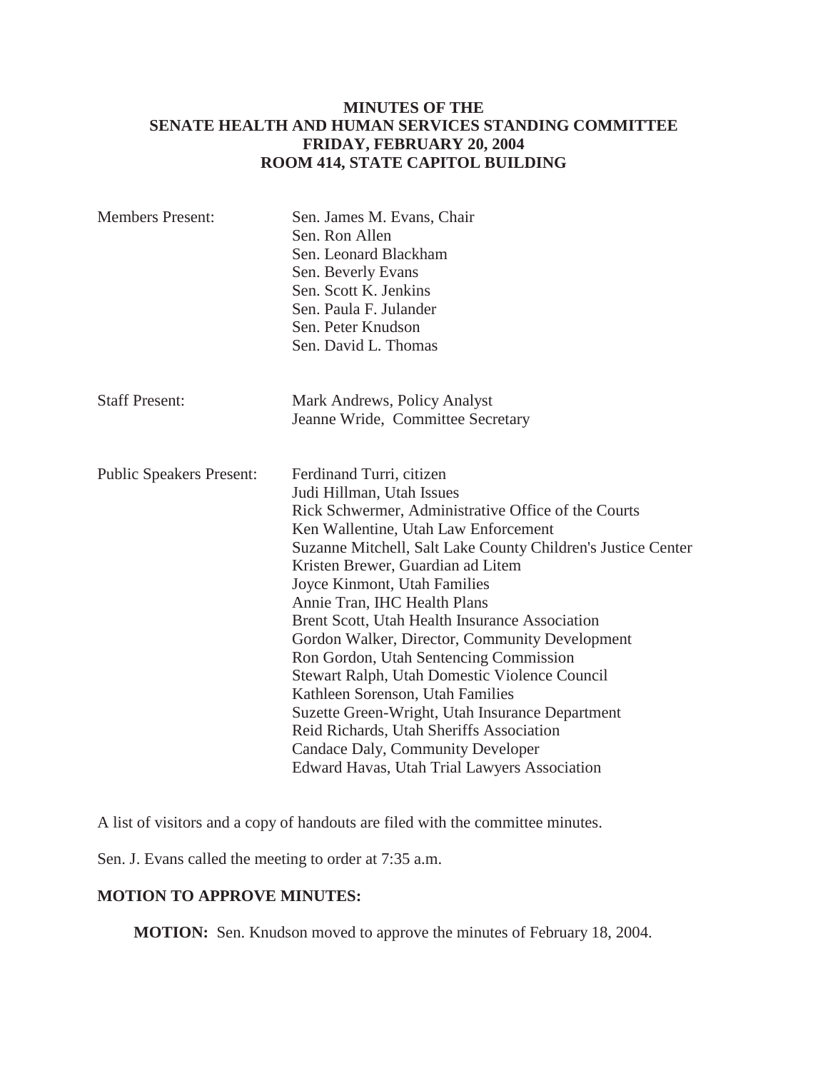**MINUTES OF THE**
**SENATE HEALTH AND HUMAN SERVICES STANDING COMMITTEE**
**FRIDAY, FEBRUARY 20, 2004**
**ROOM 414, STATE CAPITOL BUILDING**

| | |
|---|---|
| Members Present: | Sen. James M. Evans, Chair<br>Sen. Ron Allen<br>Sen. Leonard Blackham<br>Sen. Beverly Evans<br>Sen. Scott K. Jenkins<br>Sen. Paula F. Julander<br>Sen. Peter Knudson<br>Sen. David L. Thomas |
| Staff Present: | Mark Andrews, Policy Analyst<br>Jeanne Wride, Committee Secretary |
| Public Speakers Present: | Ferdinand Turri, citizen<br>Judi Hillman, Utah Issues<br>Rick Schwermer, Administrative Office of the Courts<br>Ken Wallentine, Utah Law Enforcement<br>Suzanne Mitchell, Salt Lake County Children's Justice Center<br>Kristen Brewer, Guardian ad Litem<br>Joyce Kinmont, Utah Families<br>Annie Tran, IHC Health Plans<br>Brent Scott, Utah Health Insurance Association<br>Gordon Walker, Director, Community Development<br>Ron Gordon, Utah Sentencing Commission<br>Stewart Ralph, Utah Domestic Violence Council<br>Kathleen Sorenson, Utah Families<br>Suzette Green-Wright, Utah Insurance Department<br>Reid Richards, Utah Sheriffs Association<br>Candace Daly, Community Developer<br>Edward Havas, Utah Trial Lawyers Association |

A list of visitors and a copy of handouts are filed with the committee minutes.

Sen. J. Evans called the meeting to order at 7:35 a.m.

**MOTION TO APPROVE MINUTES:**

**MOTION:** Sen. Knudson moved to approve the minutes of February 18, 2004.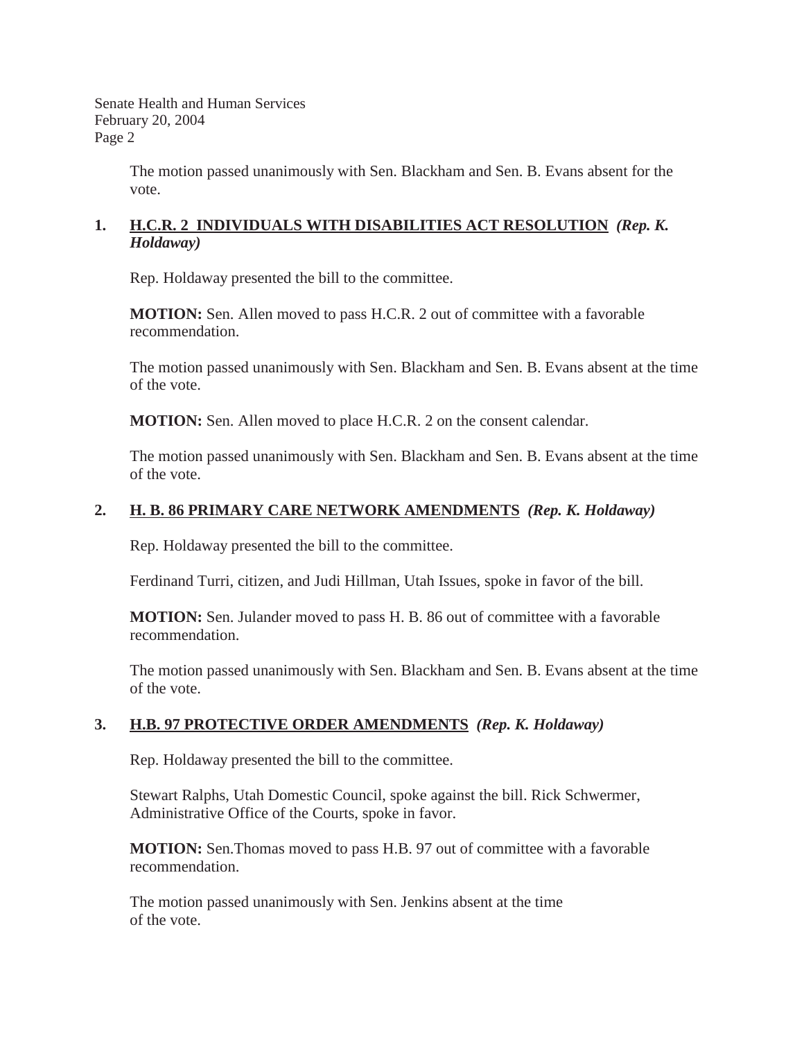The motion passed unanimously with Sen. Blackham and Sen. B. Evans absent for the vote.

**1. H.C.R. 2 INDIVIDUALS WITH DISABILITIES ACT RESOLUTION** ***(Rep. K. Holdaway)***

Rep. Holdaway presented the bill to the committee.

**MOTION:** Sen. Allen moved to pass H.C.R. 2 out of committee with a favorable recommendation.

The motion passed unanimously with Sen. Blackham and Sen. B. Evans absent at the time of the vote.

**MOTION:** Sen. Allen moved to place H.C.R. 2 on the consent calendar.

The motion passed unanimously with Sen. Blackham and Sen. B. Evans absent at the time of the vote.

**2. H. B. 86 PRIMARY CARE NETWORK AMENDMENTS** ***(Rep. K. Holdaway)***

Rep. Holdaway presented the bill to the committee.

Ferdinand Turri, citizen, and Judi Hillman, Utah Issues, spoke in favor of the bill.

**MOTION:** Sen. Julander moved to pass H. B. 86 out of committee with a favorable recommendation.

The motion passed unanimously with Sen. Blackham and Sen. B. Evans absent at the time of the vote.

**3. H.B. 97 PROTECTIVE ORDER AMENDMENTS** ***(Rep. K. Holdaway)***

Rep. Holdaway presented the bill to the committee.

Stewart Ralphs, Utah Domestic Council, spoke against the bill. Rick Schwermer, Administrative Office of the Courts, spoke in favor.

**MOTION:** Sen.Thomas moved to pass H.B. 97 out of committee with a favorable recommendation.

The motion passed unanimously with Sen. Jenkins absent at the time of the vote.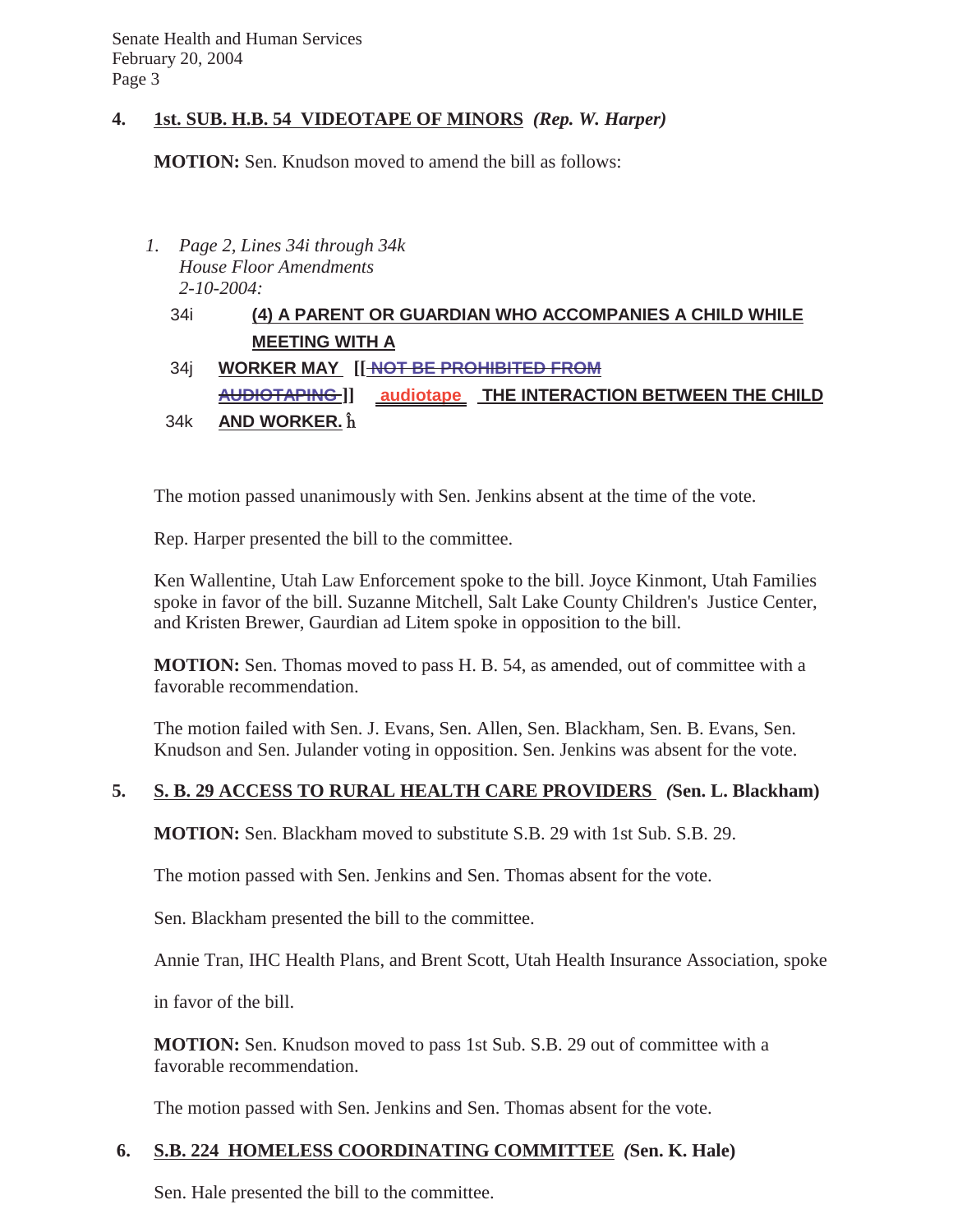**4. 1st. SUB. H.B. 54 VIDEOTAPE OF MINORS** *(Rep. W. Harper)*

**MOTION:** Sen. Knudson moved to amend the bill as follows:

1. *Page 2, Lines 34i through 34k*
   *House Floor Amendments*
   *2-10-2004:*

34i **(4) A PARENT OR GUARDIAN WHO ACCOMPANIES A CHILD WHILE MEETING WITH A**

34j **WORKER MAY [[ ~~NOT BE PROHIBITED FROM AUDIOTAPING~~ ]] audiotape THE INTERACTION BETWEEN THE CHILD**

34k **AND WORKER.** ĥ

The motion passed unanimously with Sen. Jenkins absent at the time of the vote.

Rep. Harper presented the bill to the committee.

Ken Wallentine, Utah Law Enforcement spoke to the bill. Joyce Kinmont, Utah Families spoke in favor of the bill. Suzanne Mitchell, Salt Lake County Children's Justice Center, and Kristen Brewer, Gaurdian ad Litem spoke in opposition to the bill.

**MOTION:** Sen. Thomas moved to pass H. B. 54, as amended, out of committee with a favorable recommendation.

The motion failed with Sen. J. Evans, Sen. Allen, Sen. Blackham, Sen. B. Evans, Sen. Knudson and Sen. Julander voting in opposition. Sen. Jenkins was absent for the vote.

**5. S. B. 29 ACCESS TO RURAL HEALTH CARE PROVIDERS** ***(*Sen. L. Blackham)**

**MOTION:** Sen. Blackham moved to substitute S.B. 29 with 1st Sub. S.B. 29.

The motion passed with Sen. Jenkins and Sen. Thomas absent for the vote.

Sen. Blackham presented the bill to the committee.

Annie Tran, IHC Health Plans, and Brent Scott, Utah Health Insurance Association, spoke in favor of the bill.

**MOTION:** Sen. Knudson moved to pass 1st Sub. S.B. 29 out of committee with a favorable recommendation.

The motion passed with Sen. Jenkins and Sen. Thomas absent for the vote.

**6. S.B. 224 HOMELESS COORDINATING COMMITTEE** ***(*Sen. K. Hale)**

Sen. Hale presented the bill to the committee.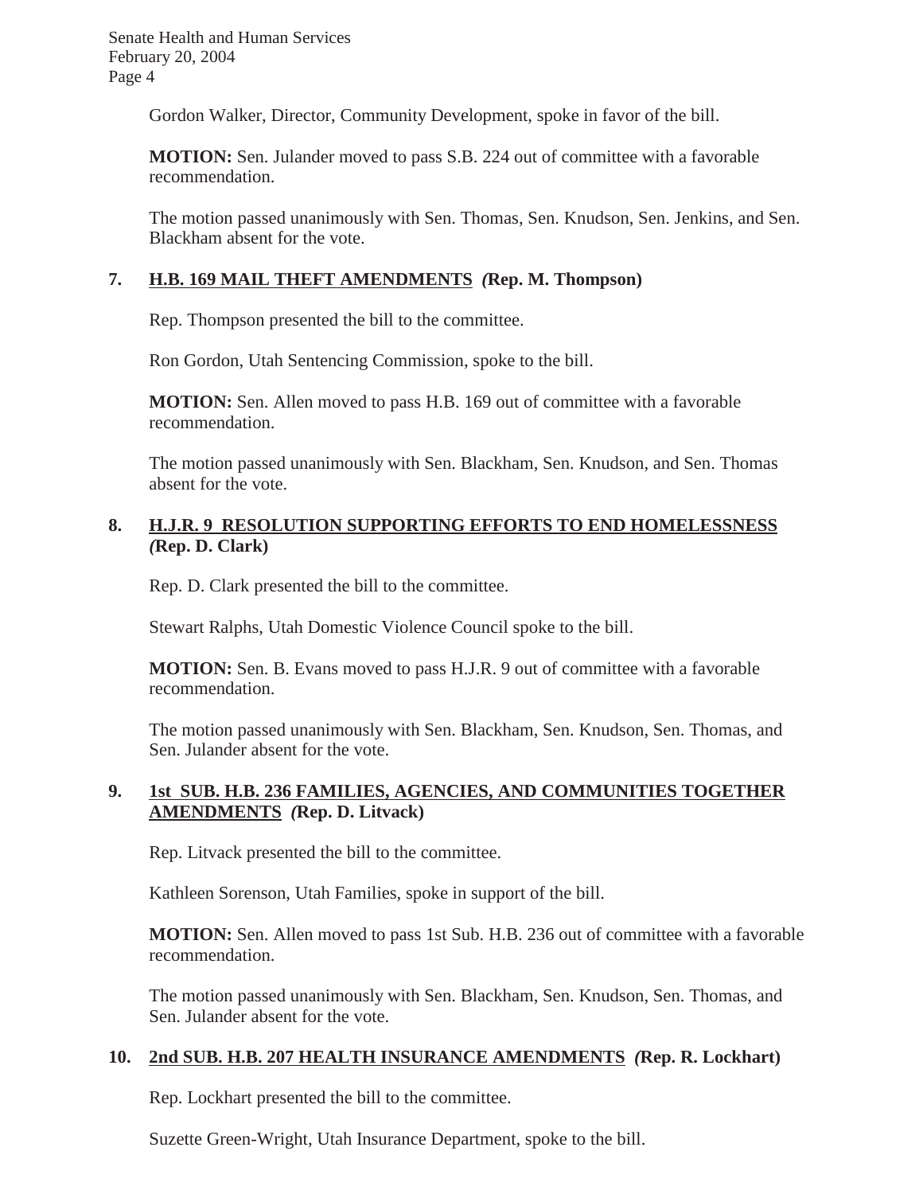Gordon Walker, Director, Community Development, spoke in favor of the bill.

**MOTION:** Sen. Julander moved to pass S.B. 224 out of committee with a favorable recommendation.

The motion passed unanimously with Sen. Thomas, Sen. Knudson, Sen. Jenkins, and Sen. Blackham absent for the vote.

### 7. H.B. 169 MAIL THEFT AMENDMENTS *(*Rep. M. Thompson)

Rep. Thompson presented the bill to the committee.

Ron Gordon, Utah Sentencing Commission, spoke to the bill.

**MOTION:** Sen. Allen moved to pass H.B. 169 out of committee with a favorable recommendation.

The motion passed unanimously with Sen. Blackham, Sen. Knudson, and Sen. Thomas absent for the vote.

### 8. H.J.R. 9 RESOLUTION SUPPORTING EFFORTS TO END HOMELESSNESS *(*Rep. D. Clark)

Rep. D. Clark presented the bill to the committee.

Stewart Ralphs, Utah Domestic Violence Council spoke to the bill.

**MOTION:** Sen. B. Evans moved to pass H.J.R. 9 out of committee with a favorable recommendation.

The motion passed unanimously with Sen. Blackham, Sen. Knudson, Sen. Thomas, and Sen. Julander absent for the vote.

### 9. 1st SUB. H.B. 236 FAMILIES, AGENCIES, AND COMMUNITIES TOGETHER AMENDMENTS *(*Rep. D. Litvack)

Rep. Litvack presented the bill to the committee.

Kathleen Sorenson, Utah Families, spoke in support of the bill.

**MOTION:** Sen. Allen moved to pass 1st Sub. H.B. 236 out of committee with a favorable recommendation.

The motion passed unanimously with Sen. Blackham, Sen. Knudson, Sen. Thomas, and Sen. Julander absent for the vote.

### 10. 2nd SUB. H.B. 207 HEALTH INSURANCE AMENDMENTS *(*Rep. R. Lockhart)

Rep. Lockhart presented the bill to the committee.

Suzette Green-Wright, Utah Insurance Department, spoke to the bill.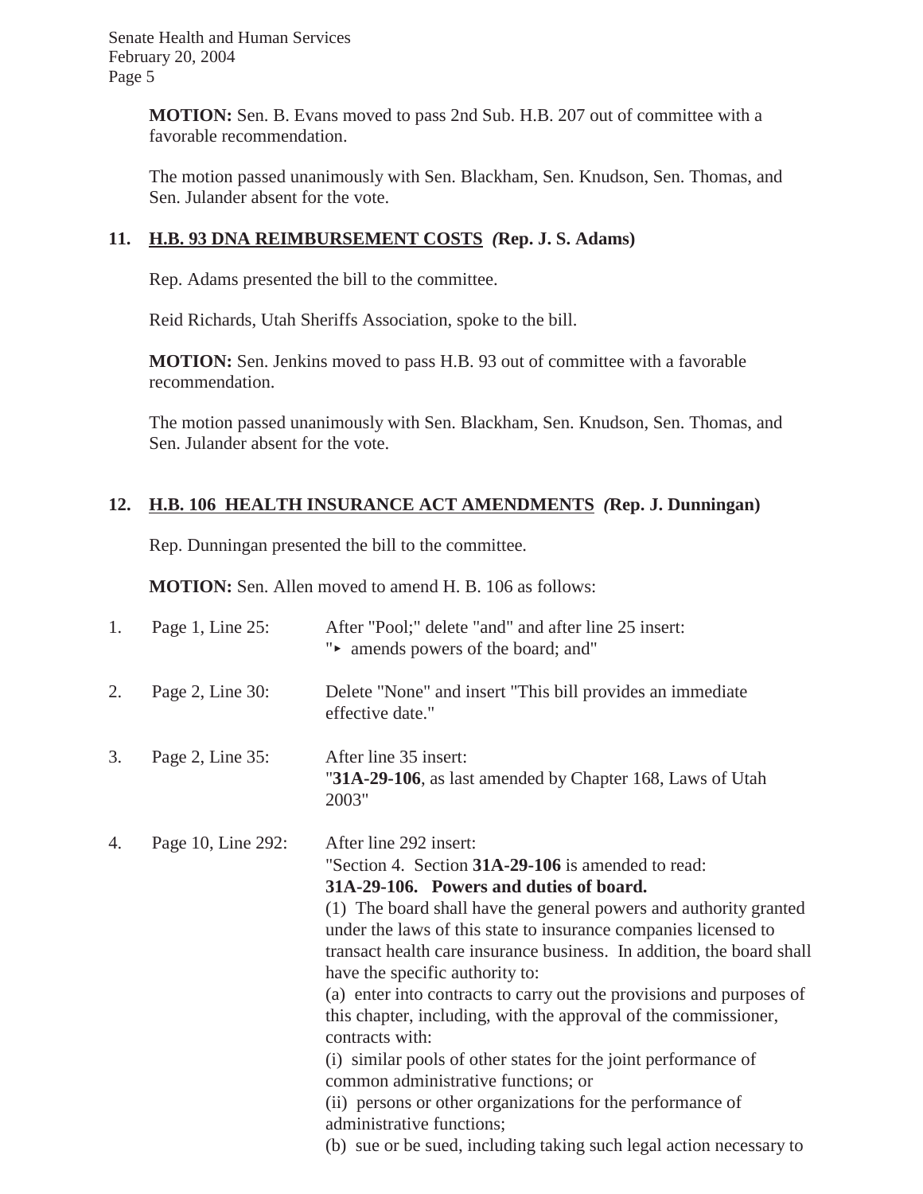**MOTION:** Sen. B. Evans moved to pass 2nd Sub. H.B. 207 out of committee with a favorable recommendation.

The motion passed unanimously with Sen. Blackham, Sen. Knudson, Sen. Thomas, and Sen. Julander absent for the vote.

## 11. H.B. 93 DNA REIMBURSEMENT COSTS *(*Rep. J. S. Adams)

Rep. Adams presented the bill to the committee.

Reid Richards, Utah Sheriffs Association, spoke to the bill.

**MOTION:** Sen. Jenkins moved to pass H.B. 93 out of committee with a favorable recommendation.

The motion passed unanimously with Sen. Blackham, Sen. Knudson, Sen. Thomas, and Sen. Julander absent for the vote.

## 12. H.B. 106 HEALTH INSURANCE ACT AMENDMENTS *(*Rep. J. Dunningan)

Rep. Dunningan presented the bill to the committee.

**MOTION:** Sen. Allen moved to amend H. B. 106 as follows:

1. Page 1, Line 25: After "Pool;" delete "and" and after line 25 insert: "▸ amends powers of the board; and"

2. Page 2, Line 30: Delete "None" and insert "This bill provides an immediate effective date."

3. Page 2, Line 35: After line 35 insert: "**31A-29-106**, as last amended by Chapter 168, Laws of Utah 2003"

4. Page 10, Line 292: After line 292 insert:
"Section 4. Section **31A-29-106** is amended to read:
**31A-29-106. Powers and duties of board.**
(1) The board shall have the general powers and authority granted under the laws of this state to insurance companies licensed to transact health care insurance business. In addition, the board shall have the specific authority to:
(a) enter into contracts to carry out the provisions and purposes of this chapter, including, with the approval of the commissioner, contracts with:
(i) similar pools of other states for the joint performance of common administrative functions; or
(ii) persons or other organizations for the performance of administrative functions;
(b) sue or be sued, including taking such legal action necessary to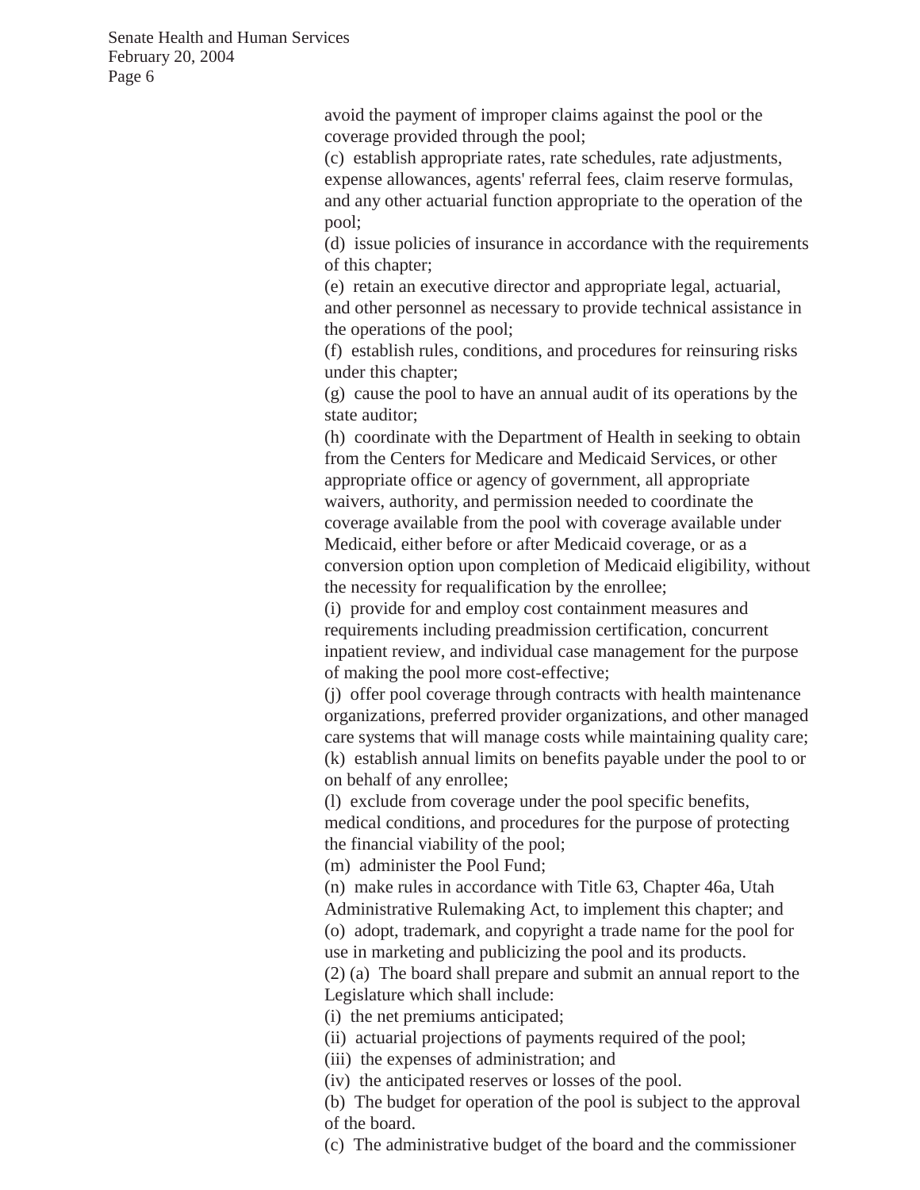avoid the payment of improper claims against the pool or the coverage provided through the pool;

(c) establish appropriate rates, rate schedules, rate adjustments, expense allowances, agents' referral fees, claim reserve formulas, and any other actuarial function appropriate to the operation of the pool;

(d) issue policies of insurance in accordance with the requirements of this chapter;

(e) retain an executive director and appropriate legal, actuarial, and other personnel as necessary to provide technical assistance in the operations of the pool;

(f) establish rules, conditions, and procedures for reinsuring risks under this chapter;

(g) cause the pool to have an annual audit of its operations by the state auditor;

(h) coordinate with the Department of Health in seeking to obtain from the Centers for Medicare and Medicaid Services, or other appropriate office or agency of government, all appropriate waivers, authority, and permission needed to coordinate the coverage available from the pool with coverage available under Medicaid, either before or after Medicaid coverage, or as a conversion option upon completion of Medicaid eligibility, without the necessity for requalification by the enrollee;

(i) provide for and employ cost containment measures and requirements including preadmission certification, concurrent inpatient review, and individual case management for the purpose of making the pool more cost-effective;

(j) offer pool coverage through contracts with health maintenance organizations, preferred provider organizations, and other managed care systems that will manage costs while maintaining quality care;

(k) establish annual limits on benefits payable under the pool to or on behalf of any enrollee;

(l) exclude from coverage under the pool specific benefits, medical conditions, and procedures for the purpose of protecting the financial viability of the pool;

(m) administer the Pool Fund;

(n) make rules in accordance with Title 63, Chapter 46a, Utah Administrative Rulemaking Act, to implement this chapter; and

(o) adopt, trademark, and copyright a trade name for the pool for use in marketing and publicizing the pool and its products.

(2) (a) The board shall prepare and submit an annual report to the Legislature which shall include:

(i) the net premiums anticipated;

(ii) actuarial projections of payments required of the pool;

(iii) the expenses of administration; and

(iv) the anticipated reserves or losses of the pool.

(b) The budget for operation of the pool is subject to the approval of the board.

(c) The administrative budget of the board and the commissioner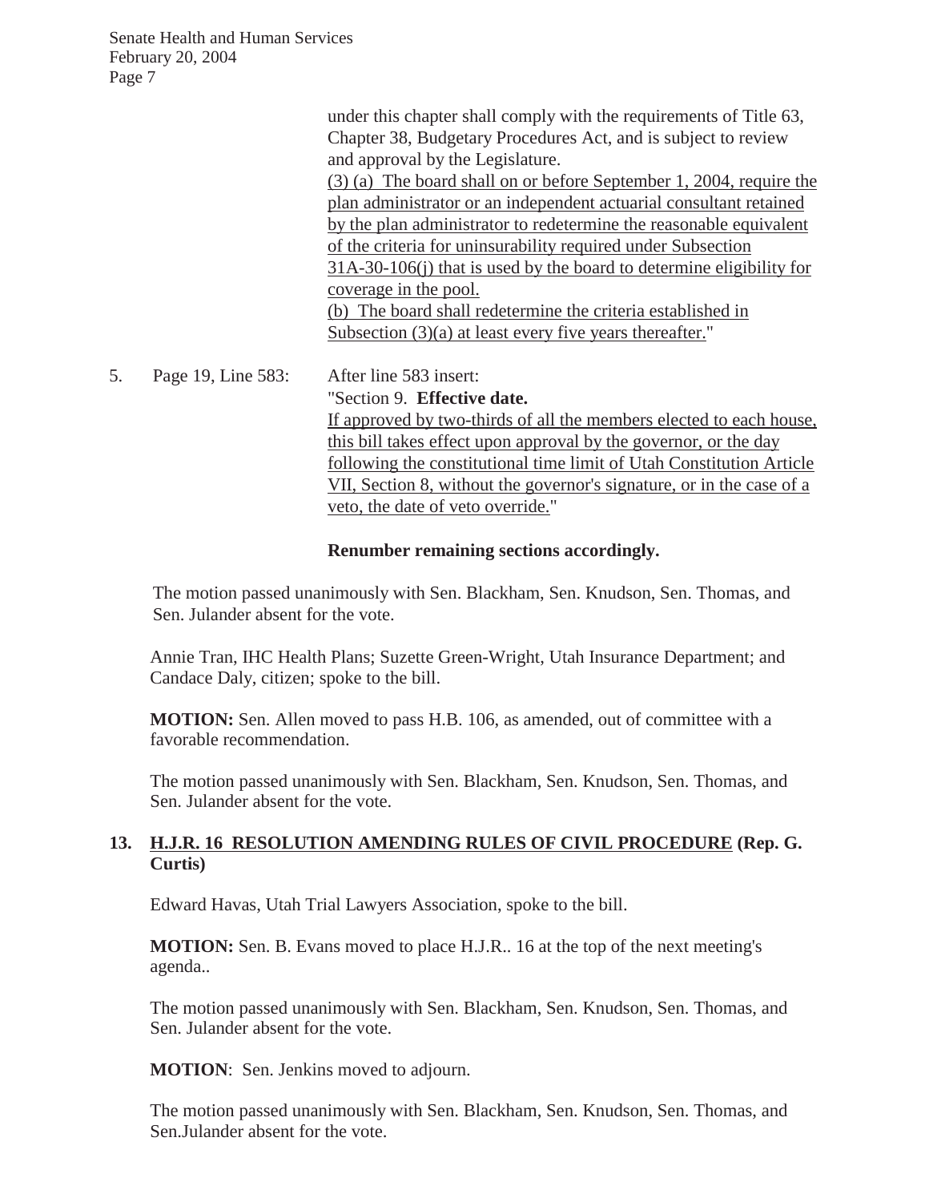under this chapter shall comply with the requirements of Title 63, Chapter 38, Budgetary Procedures Act, and is subject to review and approval by the Legislature.
<u>(3) (a) The board shall on or before September 1, 2004, require the plan administrator or an independent actuarial consultant retained by the plan administrator to redetermine the reasonable equivalent of the criteria for uninsurability required under Subsection 31A-30-106(j) that is used by the board to determine eligibility for coverage in the pool.</u>
<u>(b) The board shall redetermine the criteria established in Subsection (3)(a) at least every five years thereafter.</u>"

5. Page 19, Line 583: After line 583 insert:
"Section 9. **Effective date.**
<u>If approved by two-thirds of all the members elected to each house, this bill takes effect upon approval by the governor, or the day following the constitutional time limit of Utah Constitution Article VII, Section 8, without the governor's signature, or in the case of a veto, the date of veto override.</u>"

**Renumber remaining sections accordingly.**

The motion passed unanimously with Sen. Blackham, Sen. Knudson, Sen. Thomas, and Sen. Julander absent for the vote.

Annie Tran, IHC Health Plans; Suzette Green-Wright, Utah Insurance Department; and Candace Daly, citizen; spoke to the bill.

**MOTION:** Sen. Allen moved to pass H.B. 106, as amended, out of committee with a favorable recommendation.

The motion passed unanimously with Sen. Blackham, Sen. Knudson, Sen. Thomas, and Sen. Julander absent for the vote.

### 13. <u>H.J.R. 16 RESOLUTION AMENDING RULES OF CIVIL PROCEDURE</u> (Rep. G. Curtis)

Edward Havas, Utah Trial Lawyers Association, spoke to the bill.

**MOTION:** Sen. B. Evans moved to place H.J.R.. 16 at the top of the next meeting's agenda..

The motion passed unanimously with Sen. Blackham, Sen. Knudson, Sen. Thomas, and Sen. Julander absent for the vote.

**MOTION**: Sen. Jenkins moved to adjourn.

The motion passed unanimously with Sen. Blackham, Sen. Knudson, Sen. Thomas, and Sen.Julander absent for the vote.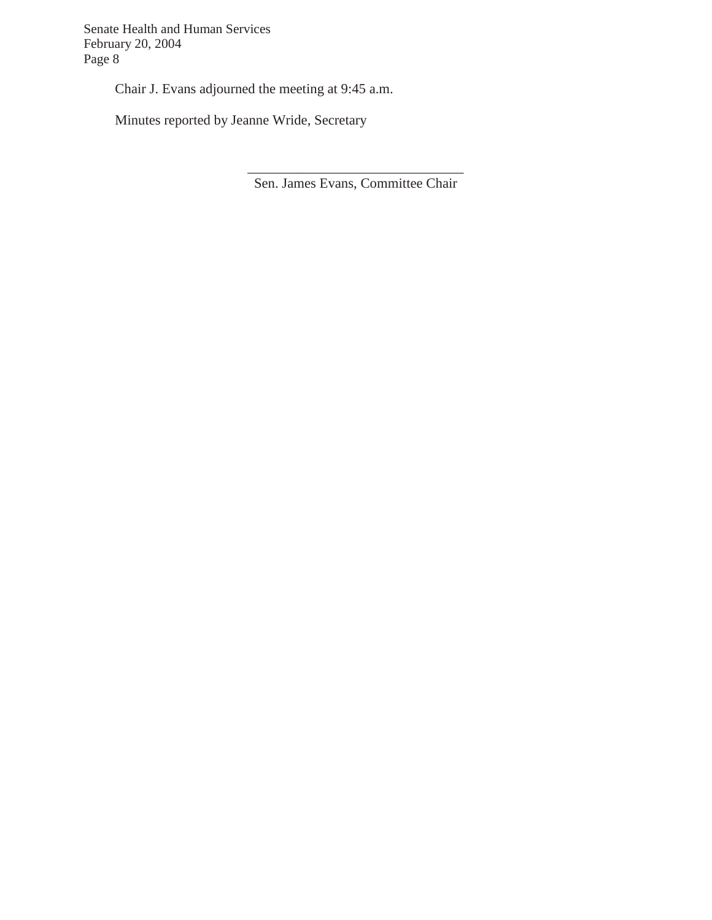Chair J. Evans adjourned the meeting at 9:45 a.m.

Minutes reported by Jeanne Wride, Secretary

\_\_\_\_\_\_\_\_\_\_\_\_\_\_\_\_\_\_\_\_\_\_\_\_\_\_\_\_\_\_\_\_

Sen. James Evans, Committee Chair